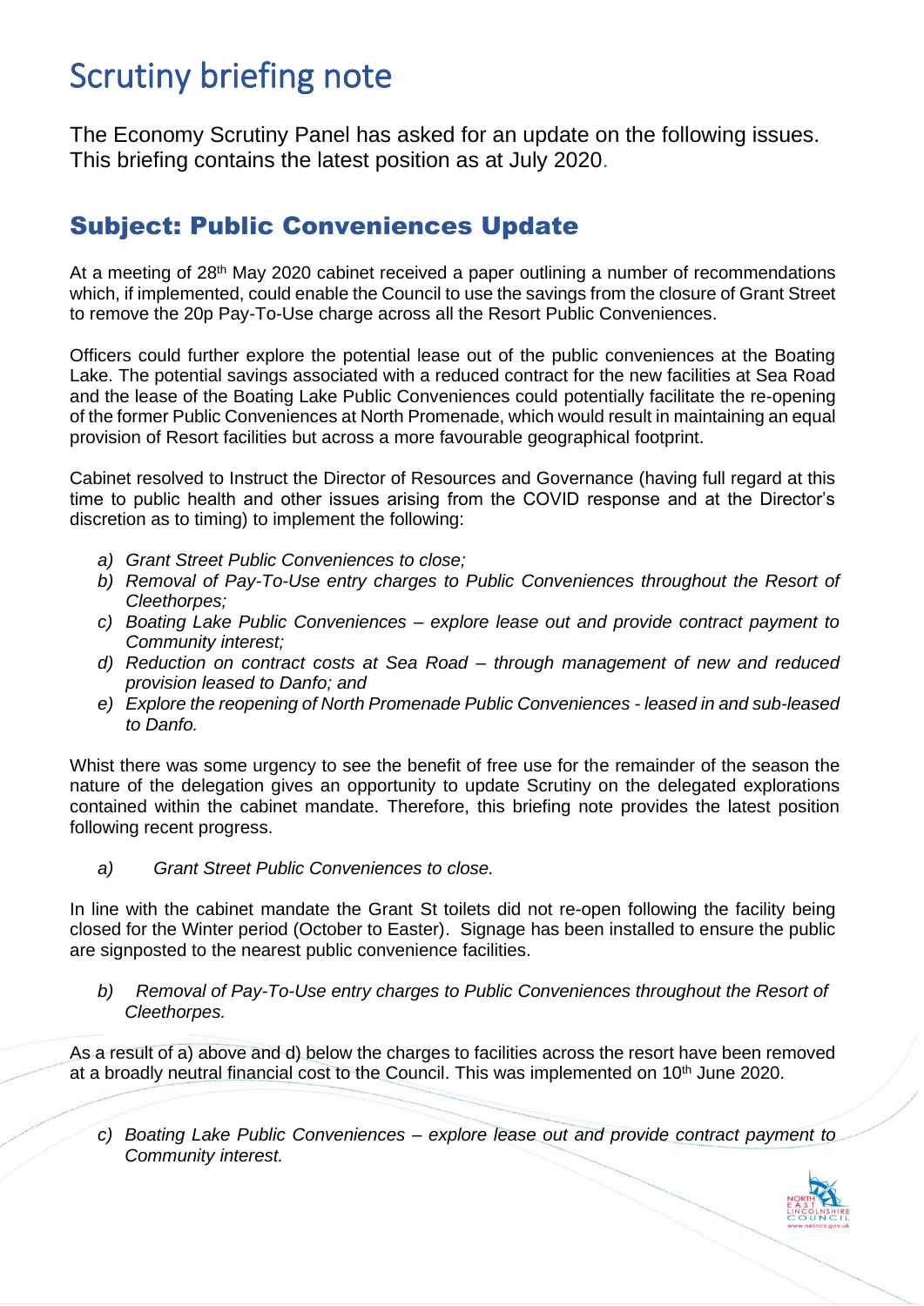# Scrutiny briefing note

The Economy Scrutiny Panel has asked for an update on the following issues. This briefing contains the latest position as at July 2020.

## Subject: Public Conveniences Update

At a meeting of 28th May 2020 cabinet received a paper outlining a number of recommendations which, if implemented, could enable the Council to use the savings from the closure of Grant Street to remove the 20p Pay-To-Use charge across all the Resort Public Conveniences.

Officers could further explore the potential lease out of the public conveniences at the Boating Lake. The potential savings associated with a reduced contract for the new facilities at Sea Road and the lease of the Boating Lake Public Conveniences could potentially facilitate the re-opening of the former Public Conveniences at North Promenade, which would result in maintaining an equal provision of Resort facilities but across a more favourable geographical footprint.

Cabinet resolved to Instruct the Director of Resources and Governance (having full regard at this time to public health and other issues arising from the COVID response and at the Director's discretion as to timing) to implement the following:

- *a) Grant Street Public Conveniences to close;*
- *b) Removal of Pay-To-Use entry charges to Public Conveniences throughout the Resort of Cleethorpes;*
- *c) Boating Lake Public Conveniences – explore lease out and provide contract payment to Community interest;*
- *d) Reduction on contract costs at Sea Road – through management of new and reduced provision leased to Danfo; and*
- *e) Explore the reopening of North Promenade Public Conveniences - leased in and sub-leased to Danfo.*

Whist there was some urgency to see the benefit of free use for the remainder of the season the nature of the delegation gives an opportunity to update Scrutiny on the delegated explorations contained within the cabinet mandate. Therefore, this briefing note provides the latest position following recent progress.

*a) Grant Street Public Conveniences to close.*

In line with the cabinet mandate the Grant St toilets did not re-open following the facility being closed for the Winter period (October to Easter). Signage has been installed to ensure the public are signposted to the nearest public convenience facilities.

*b) Removal of Pay-To-Use entry charges to Public Conveniences throughout the Resort of Cleethorpes.*

As a result of a) above and d) below the charges to facilities across the resort have been removed at a broadly neutral financial cost to the Council. This was implemented on 10th June 2020.

*c) Boating Lake Public Conveniences – explore lease out and provide contract payment to Community interest.*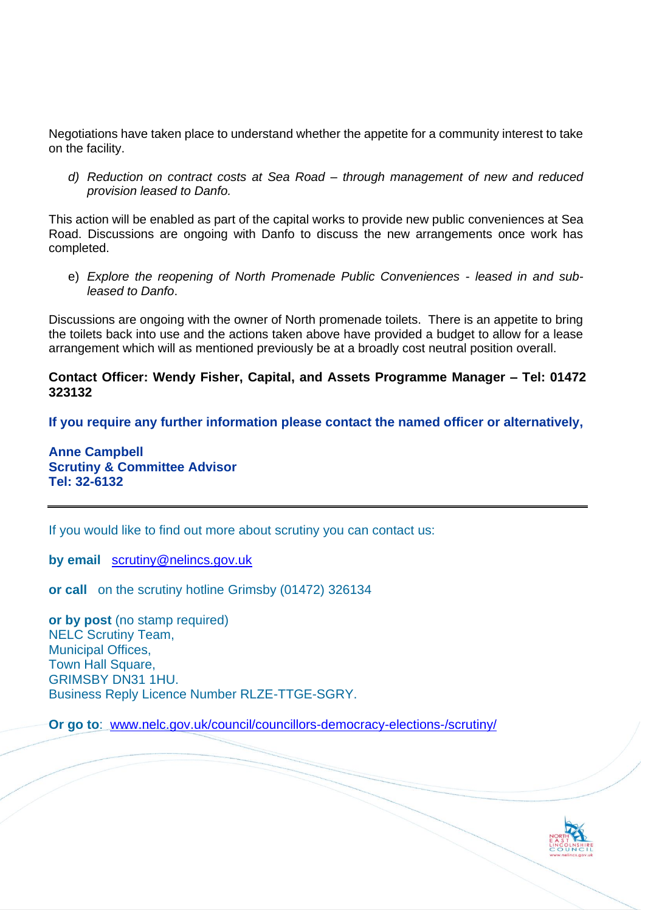Negotiations have taken place to understand whether the appetite for a community interest to take on the facility.

d) *Reduction on contract costs at Sea Road – through management of new and reduced provision leased to Danfo.*

This action will be enabled as part of the capital works to provide new public conveniences at Sea Road. Discussions are ongoing with Danfo to discuss the new arrangements once work has completed.

e) *Explore the reopening of North Promenade Public Conveniences - leased in and sub-leased to Danfo*.

Discussions are ongoing with the owner of North promenade toilets. There is an appetite to bring the toilets back into use and the actions taken above have provided a budget to allow for a lease arrangement which will as mentioned previously be at a broadly cost neutral position overall.

**Contact Officer: Wendy Fisher, Capital, and Assets Programme Manager – Tel: 01472 323132**

**If you require any further information please contact the named officer or alternatively,**

**Anne Campbell**
**Scrutiny & Committee Advisor**
**Tel: 32-6132**

---

If you would like to find out more about scrutiny you can contact us:

**by email** scrutiny@nelincs.gov.uk

**or call** on the scrutiny hotline Grimsby (01472) 326134

**or by post** (no stamp required)
NELC Scrutiny Team,
Municipal Offices,
Town Hall Square,
GRIMSBY DN31 1HU.
Business Reply Licence Number RLZE-TTGE-SGRY.

**Or go to**: www.nelc.gov.uk/council/councillors-democracy-elections-/scrutiny/